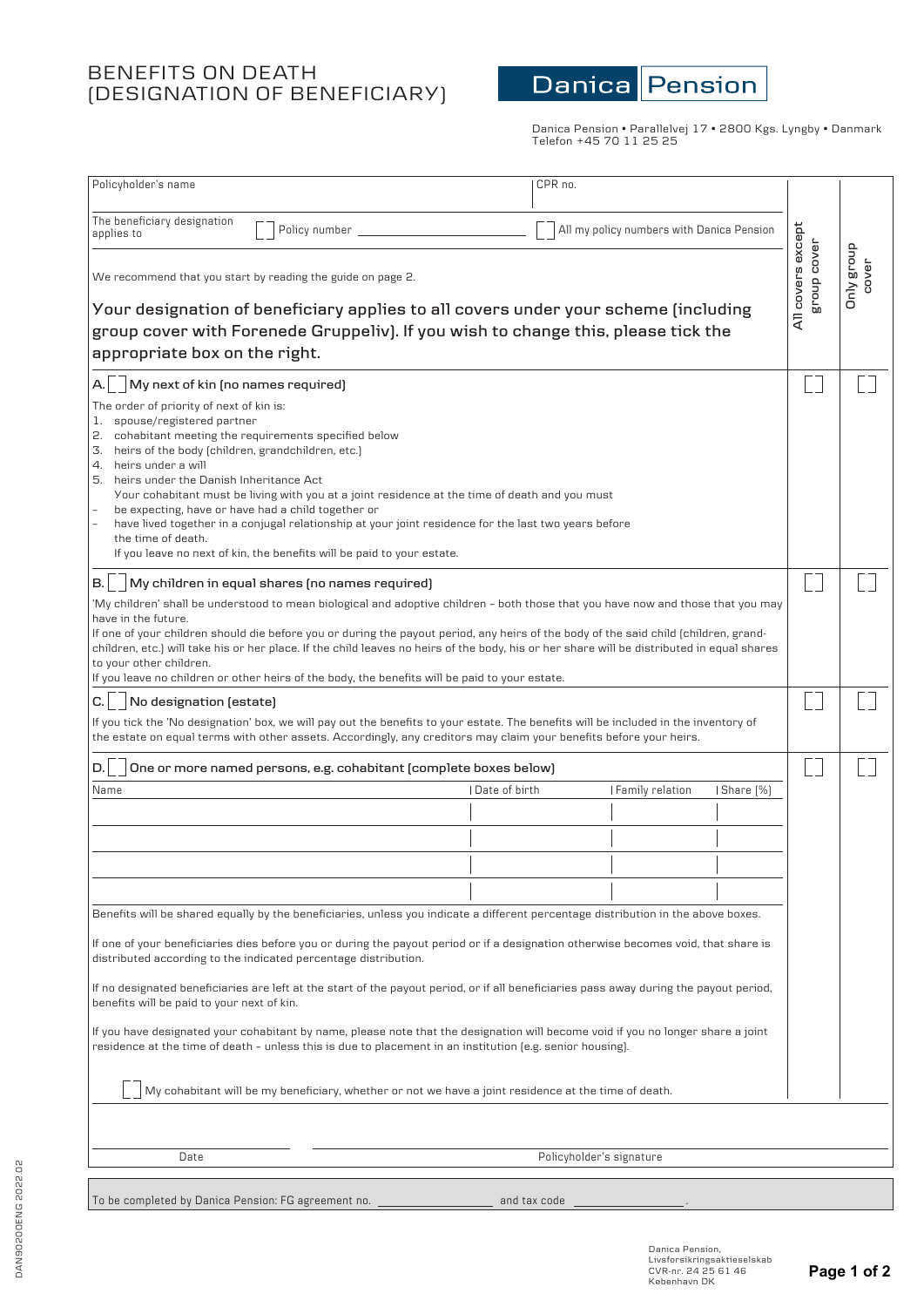# BENEFITS ON DEATH (DESIGNATION OF BENEFICIARY)

Danica Pension

Danica Pension • Parallelvej 17 • 2800 Kgs. Lyngby • Danmark
Telefon +45 70 11 25 25

| Policyholder's name | CPR no. |
|---|---|
| | |

The beneficiary designation applies to [ ] Policy number ________________ [ ] All my policy numbers with Danica Pension

We recommend that you start by reading the guide on page 2.

**Your designation of beneficiary applies to all covers under your scheme (including group cover with Forenede Gruppeliv). If you wish to change this, please tick the appropriate box on the right.**

| | All covers except group cover | Only group cover |
|---|---|---|
| A. [ ] My next of kin (no names required) | [ ] | [ ] |
| B. [ ] My children in equal shares (no names required) | [ ] | [ ] |
| C. [ ] No designation (estate) | [ ] | [ ] |
| D. [ ] One or more named persons, e.g. cohabitant (complete boxes below) | [ ] | [ ] |

**A. [ ] My next of kin (no names required)**

The order of priority of next of kin is:

1. spouse/registered partner
2. cohabitant meeting the requirements specified below
3. heirs of the body (children, grandchildren, etc.)
4. heirs under a will
5. heirs under the Danish Inheritance Act

Your cohabitant must be living with you at a joint residence at the time of death and you must

- be expecting, have or have had a child together or
- have lived together in a conjugal relationship at your joint residence for the last two years before the time of death.

If you leave no next of kin, the benefits will be paid to your estate.

**B. [ ] My children in equal shares (no names required)**

'My children' shall be understood to mean biological and adoptive children – both those that you have now and those that you may have in the future.

If one of your children should die before you or during the payout period, any heirs of the body of the said child (children, grand-children, etc.) will take his or her place. If the child leaves no heirs of the body, his or her share will be distributed in equal shares to your other children.

If you leave no children or other heirs of the body, the benefits will be paid to your estate.

**C. [ ] No designation (estate)**

If you tick the 'No designation' box, we will pay out the benefits to your estate. The benefits will be included in the inventory of the estate on equal terms with other assets. Accordingly, any creditors may claim your benefits before your heirs.

**D. [ ] One or more named persons, e.g. cohabitant (complete boxes below)**

| Name | Date of birth | Family relation | Share (%) |
|---|---|---|---|
| | | | |
| | | | |
| | | | |
| | | | |

Benefits will be shared equally by the beneficiaries, unless you indicate a different percentage distribution in the above boxes.

If one of your beneficiaries dies before you or during the payout period or if a designation otherwise becomes void, that share is distributed according to the indicated percentage distribution.

If no designated beneficiaries are left at the start of the payout period, or if all beneficiaries pass away during the payout period, benefits will be paid to your next of kin.

If you have designated your cohabitant by name, please note that the designation will become void if you no longer share a joint residence at the time of death – unless this is due to placement in an institution (e.g. senior housing).

[ ] My cohabitant will be my beneficiary, whether or not we have a joint residence at the time of death.

________________ ________________________________
Date Policyholder's signature

To be completed by Danica Pension: FG agreement no. ________________ and tax code ________________.

DAN9020DENG 2022.02

Danica Pension, Livsforsikringsaktieselskab
CVR-nr. 24 25 61 46
København DK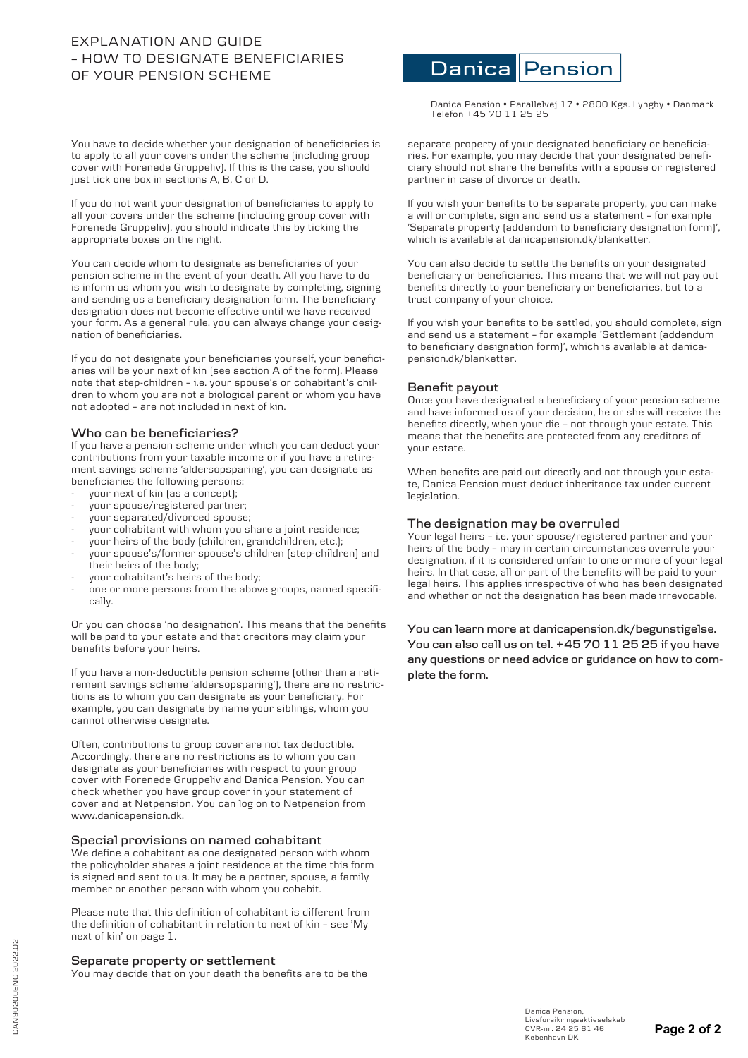# EXPLANATION AND GUIDE – HOW TO DESIGNATE BENEFICIARIES OF YOUR PENSION SCHEME

Danica Pension

Danica Pension • Parallelvej 17 • 2800 Kgs. Lyngby • Danmark
Telefon +45 70 11 25 25

You have to decide whether your designation of beneficiaries is to apply to all your covers under the scheme (including group cover with Forenede Gruppeliv). If this is the case, you should just tick one box in sections A, B, C or D.

If you do not want your designation of beneficiaries to apply to all your covers under the scheme (including group cover with Forenede Gruppeliv), you should indicate this by ticking the appropriate boxes on the right.

You can decide whom to designate as beneficiaries of your pension scheme in the event of your death. All you have to do is inform us whom you wish to designate by completing, signing and sending us a beneficiary designation form. The beneficiary designation does not become effective until we have received your form. As a general rule, you can always change your designation of beneficiaries.

If you do not designate your beneficiaries yourself, your beneficiaries will be your next of kin (see section A of the form). Please note that step-children – i.e. your spouse's or cohabitant's children to whom you are not a biological parent or whom you have not adopted – are not included in next of kin.

## Who can be beneficiaries?

If you have a pension scheme under which you can deduct your contributions from your taxable income or if you have a retirement savings scheme 'aldersopsparing', you can designate as beneficiaries the following persons:

- your next of kin (as a concept);
- your spouse/registered partner;
- your separated/divorced spouse;
- your cohabitant with whom you share a joint residence;
- your heirs of the body (children, grandchildren, etc.);
- your spouse's/former spouse's children (step-children) and their heirs of the body;
- your cohabitant's heirs of the body;
- one or more persons from the above groups, named specifically.

Or you can choose 'no designation'. This means that the benefits will be paid to your estate and that creditors may claim your benefits before your heirs.

If you have a non-deductible pension scheme (other than a retirement savings scheme 'aldersopsparing'), there are no restrictions as to whom you can designate as your beneficiary. For example, you can designate by name your siblings, whom you cannot otherwise designate.

Often, contributions to group cover are not tax deductible. Accordingly, there are no restrictions as to whom you can designate as your beneficiaries with respect to your group cover with Forenede Gruppeliv and Danica Pension. You can check whether you have group cover in your statement of cover and at Netpension. You can log on to Netpension from www.danicapension.dk.

## Special provisions on named cohabitant

We define a cohabitant as one designated person with whom the policyholder shares a joint residence at the time this form is signed and sent to us. It may be a partner, spouse, a family member or another person with whom you cohabit.

Please note that this definition of cohabitant is different from the definition of cohabitant in relation to next of kin – see 'My next of kin' on page 1.

## Separate property or settlement

You may decide that on your death the benefits are to be the separate property of your designated beneficiary or beneficiaries. For example, you may decide that your designated beneficiary should not share the benefits with a spouse or registered partner in case of divorce or death.

If you wish your benefits to be separate property, you can make a will or complete, sign and send us a statement – for example 'Separate property (addendum to beneficiary designation form)', which is available at danicapension.dk/blanketter.

You can also decide to settle the benefits on your designated beneficiary or beneficiaries. This means that we will not pay out benefits directly to your beneficiary or beneficiaries, but to a trust company of your choice.

If you wish your benefits to be settled, you should complete, sign and send us a statement – for example 'Settlement (addendum to beneficiary designation form)', which is available at danicapension.dk/blanketter.

## Benefit payout

Once you have designated a beneficiary of your pension scheme and have informed us of your decision, he or she will receive the benefits directly, when your die – not through your estate. This means that the benefits are protected from any creditors of your estate.

When benefits are paid out directly and not through your estate, Danica Pension must deduct inheritance tax under current legislation.

## The designation may be overruled

Your legal heirs – i.e. your spouse/registered partner and your heirs of the body – may in certain circumstances overrule your designation, if it is considered unfair to one or more of your legal heirs. In that case, all or part of the benefits will be paid to your legal heirs. This applies irrespective of who has been designated and whether or not the designation has been made irrevocable.

**You can learn more at danicapension.dk/begunstigelse. You can also call us on tel. +45 70 11 25 25 if you have any questions or need advice or guidance on how to complete the form.**

DAN9020OENG 2022.02

Danica Pension,
Livsforsikringsaktieselskab
CVR-nr. 24 25 61 46
København DK